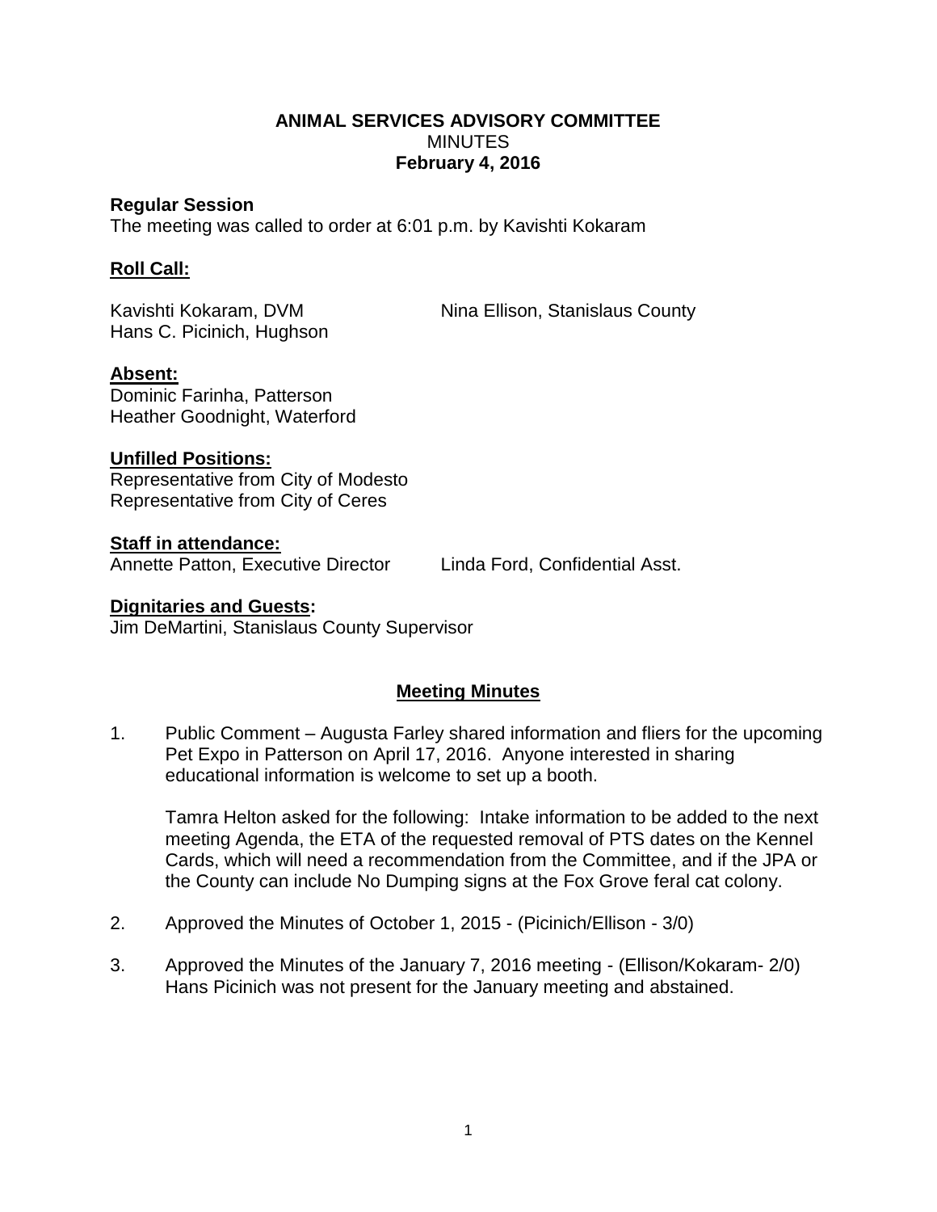**ANIMAL SERVICES ADVISORY COMMITTEE**
MINUTES
**February 4, 2016**

**Regular Session**
The meeting was called to order at 6:01 p.m. by Kavishti Kokaram

**Roll Call:**

Kavishti Kokaram, DVM
Nina Ellison, Stanislaus County
Hans C. Picinich, Hughson

**Absent:**
Dominic Farinha, Patterson
Heather Goodnight, Waterford

**Unfilled Positions:**
Representative from City of Modesto
Representative from City of Ceres

**Staff in attendance:**
Annette Patton, Executive Director
Linda Ford, Confidential Asst.

**Dignitaries and Guests:**
Jim DeMartini, Stanislaus County Supervisor

**Meeting Minutes**

1. Public Comment – Augusta Farley shared information and fliers for the upcoming Pet Expo in Patterson on April 17, 2016. Anyone interested in sharing educational information is welcome to set up a booth.

   Tamra Helton asked for the following: Intake information to be added to the next meeting Agenda, the ETA of the requested removal of PTS dates on the Kennel Cards, which will need a recommendation from the Committee, and if the JPA or the County can include No Dumping signs at the Fox Grove feral cat colony.

2. Approved the Minutes of October 1, 2015 - (Picinich/Ellison - 3/0)

3. Approved the Minutes of the January 7, 2016 meeting - (Ellison/Kokaram- 2/0) Hans Picinich was not present for the January meeting and abstained.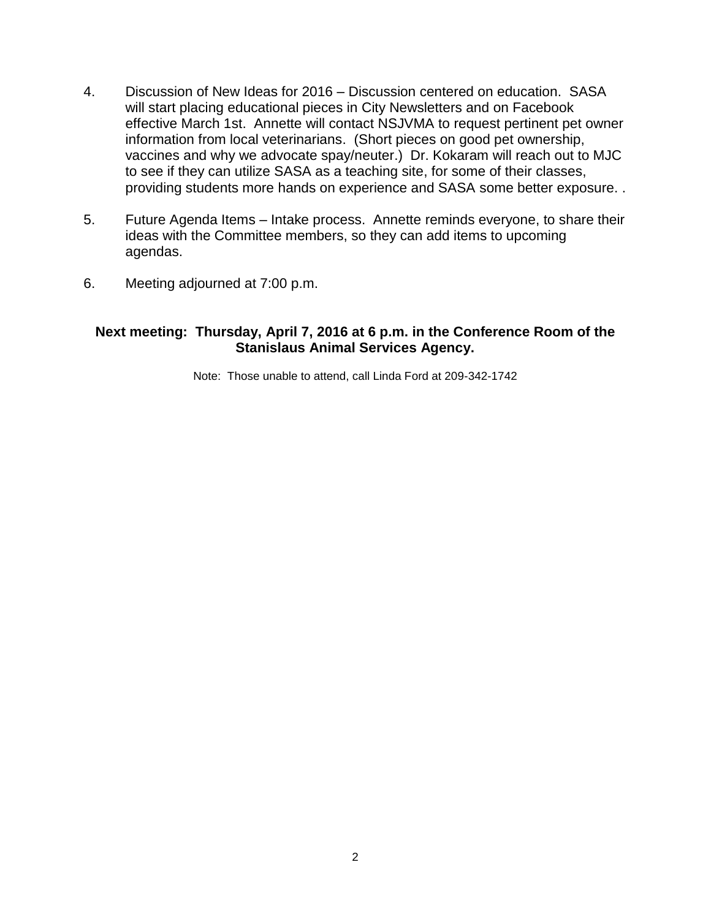4. Discussion of New Ideas for 2016 – Discussion centered on education. SASA will start placing educational pieces in City Newsletters and on Facebook effective March 1st. Annette will contact NSJVMA to request pertinent pet owner information from local veterinarians. (Short pieces on good pet ownership, vaccines and why we advocate spay/neuter.) Dr. Kokaram will reach out to MJC to see if they can utilize SASA as a teaching site, for some of their classes, providing students more hands on experience and SASA some better exposure. .

5. Future Agenda Items – Intake process. Annette reminds everyone, to share their ideas with the Committee members, so they can add items to upcoming agendas.

6. Meeting adjourned at 7:00 p.m.

**Next meeting: Thursday, April 7, 2016 at 6 p.m. in the Conference Room of the Stanislaus Animal Services Agency.**

Note: Those unable to attend, call Linda Ford at 209-342-1742